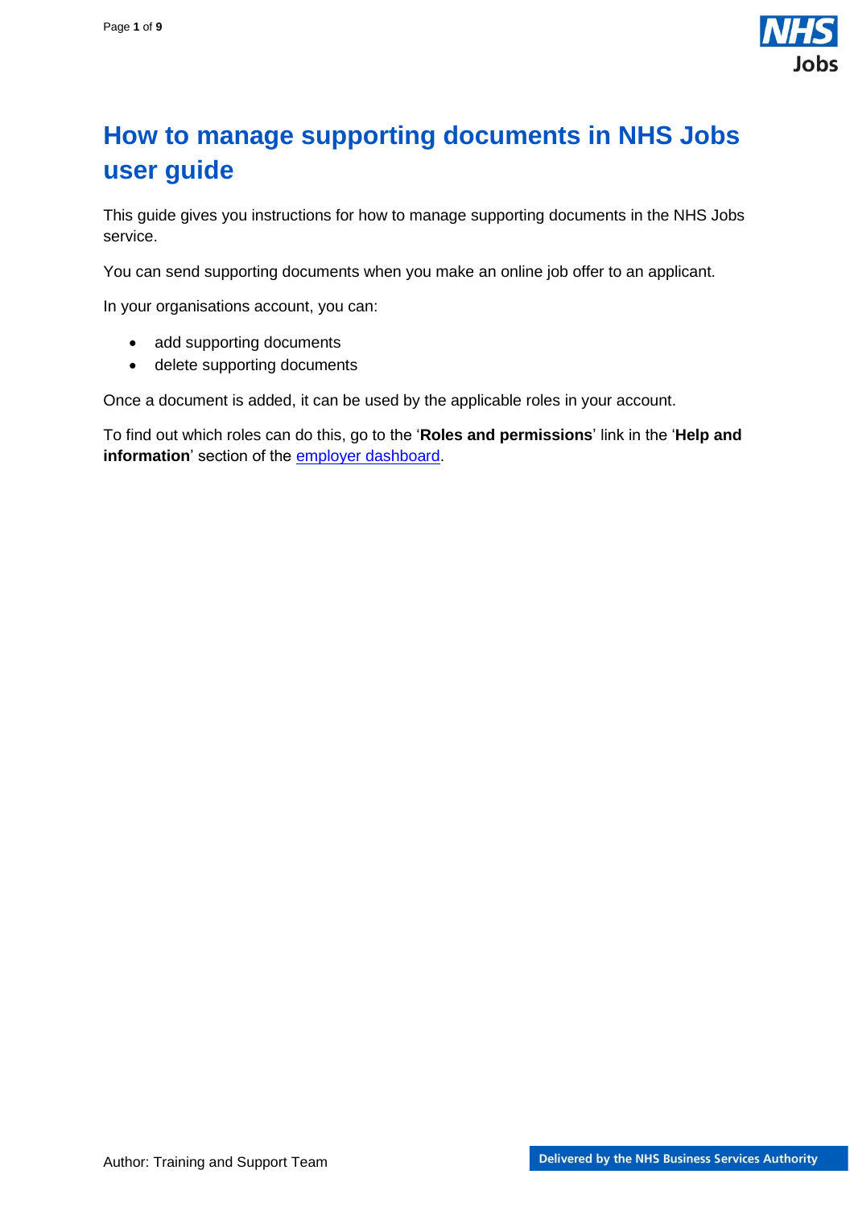# How to manage supporting documents in NHS Jobs user guide

This guide gives you instructions for how to manage supporting documents in the NHS Jobs service.

You can send supporting documents when you make an online job offer to an applicant.

In your organisations account, you can:

- add supporting documents
- delete supporting documents

Once a document is added, it can be used by the applicable roles in your account.

To find out which roles can do this, go to the '**Roles and permissions**' link in the '**Help and information**' section of the [employer dashboard](employer dashboard).

Author: Training and Support Team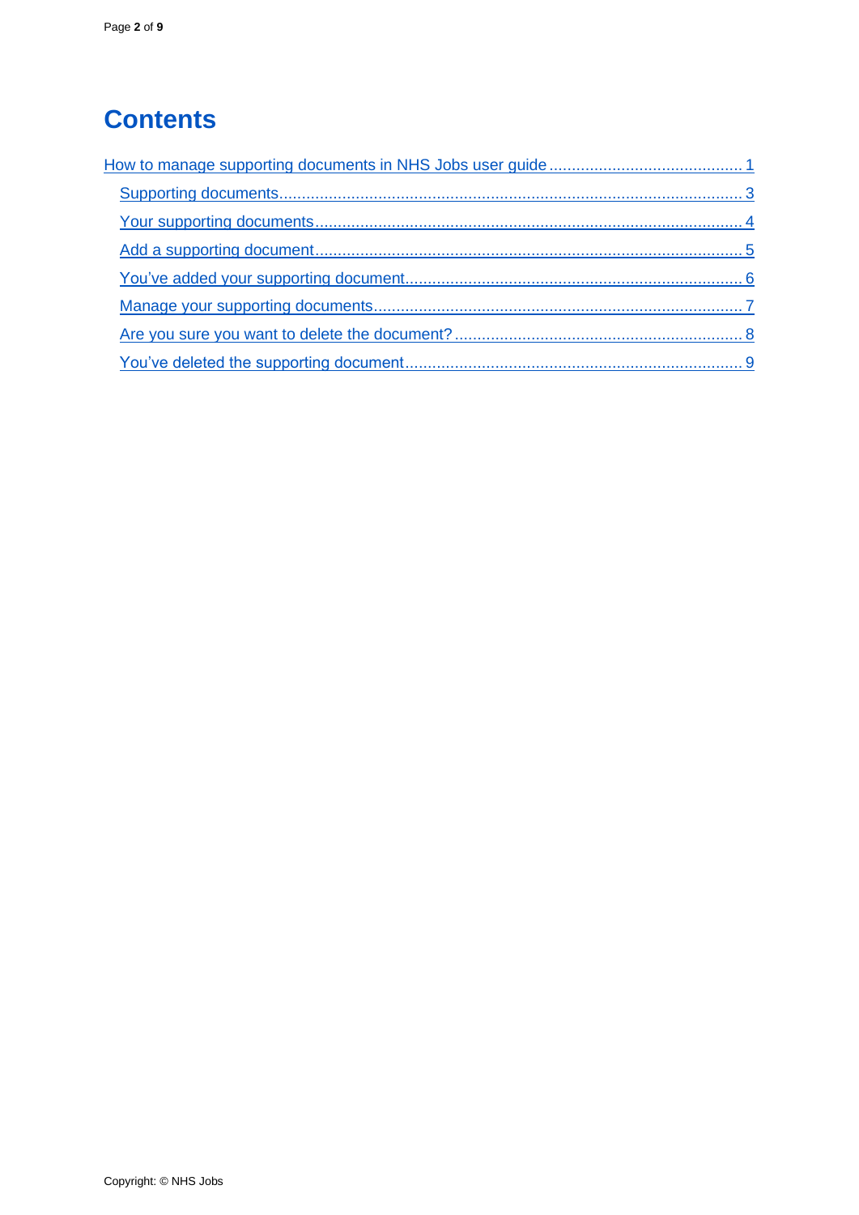# Contents

- How to manage supporting documents in NHS Jobs user guide .......... 1
  - Supporting documents .......... 3
  - Your supporting documents .......... 4
  - Add a supporting document .......... 5
  - You've added your supporting document .......... 6
  - Manage your supporting documents .......... 7
  - Are you sure you want to delete the document? .......... 8
  - You've deleted the supporting document .......... 9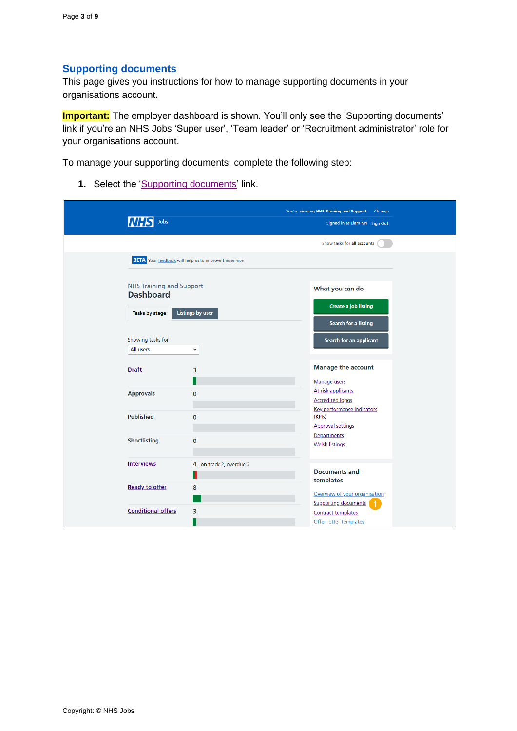## Supporting documents

This page gives you instructions for how to manage supporting documents in your organisations account.

**Important:** The employer dashboard is shown. You'll only see the 'Supporting documents' link if you're an NHS Jobs 'Super user', 'Team leader' or 'Recruitment administrator' role for your organisations account.

To manage your supporting documents, complete the following step:

1. Select the 'Supporting documents' link.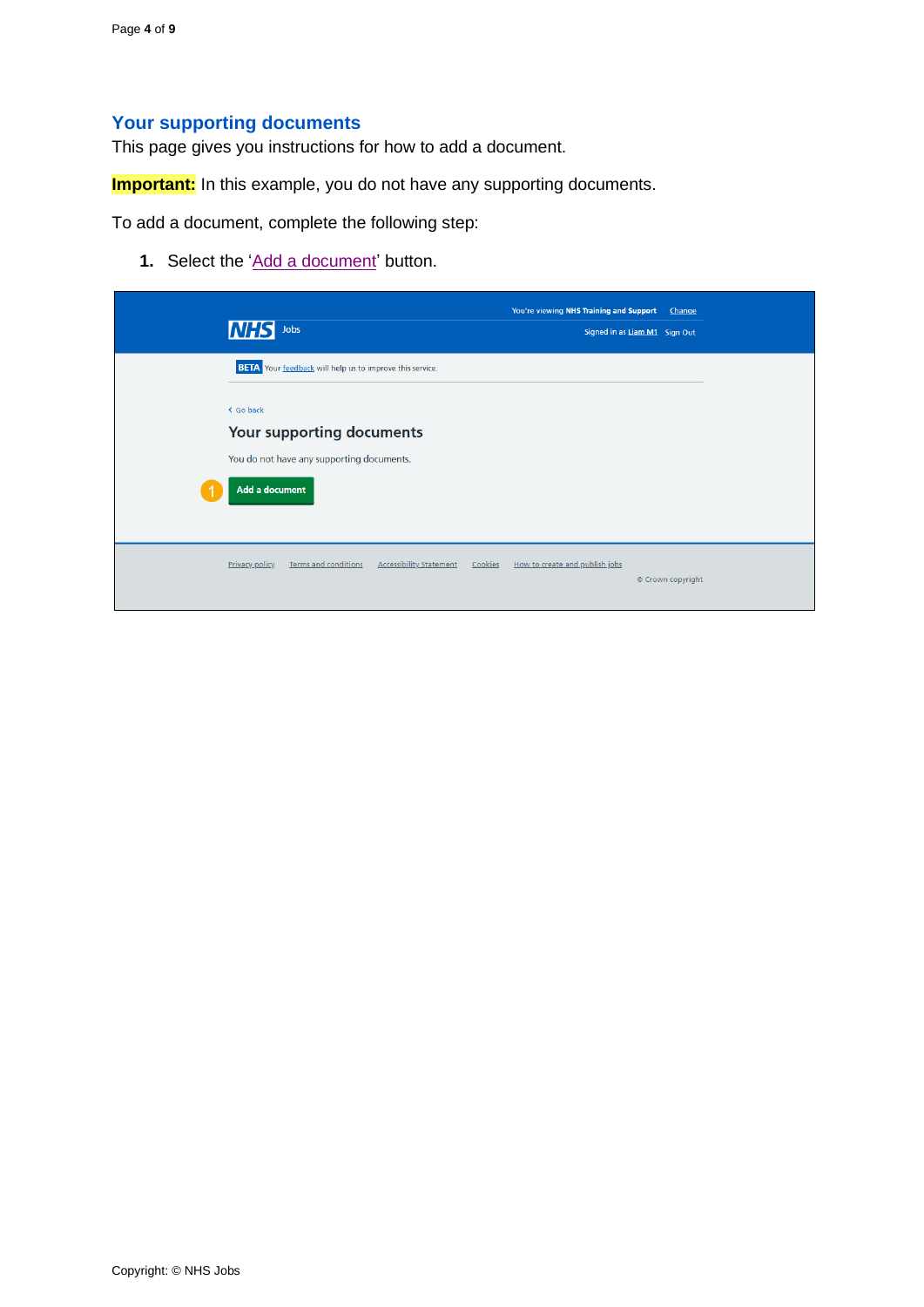## Your supporting documents

This page gives you instructions for how to add a document.

**Important:** In this example, you do not have any supporting documents.

To add a document, complete the following step:

1. Select the 'Add a document' button.

You're viewing **NHS Training and Support** Change

NHS Jobs

Signed in as Liam M1 Sign Out

BETA Your feedback will help us to improve this service.

Go back

### Your supporting documents

You do not have any supporting documents.

1 Add a document

Privacy policy Terms and conditions Accessibility Statement Cookies How to create and publish jobs

© Crown copyright

Copyright: © NHS Jobs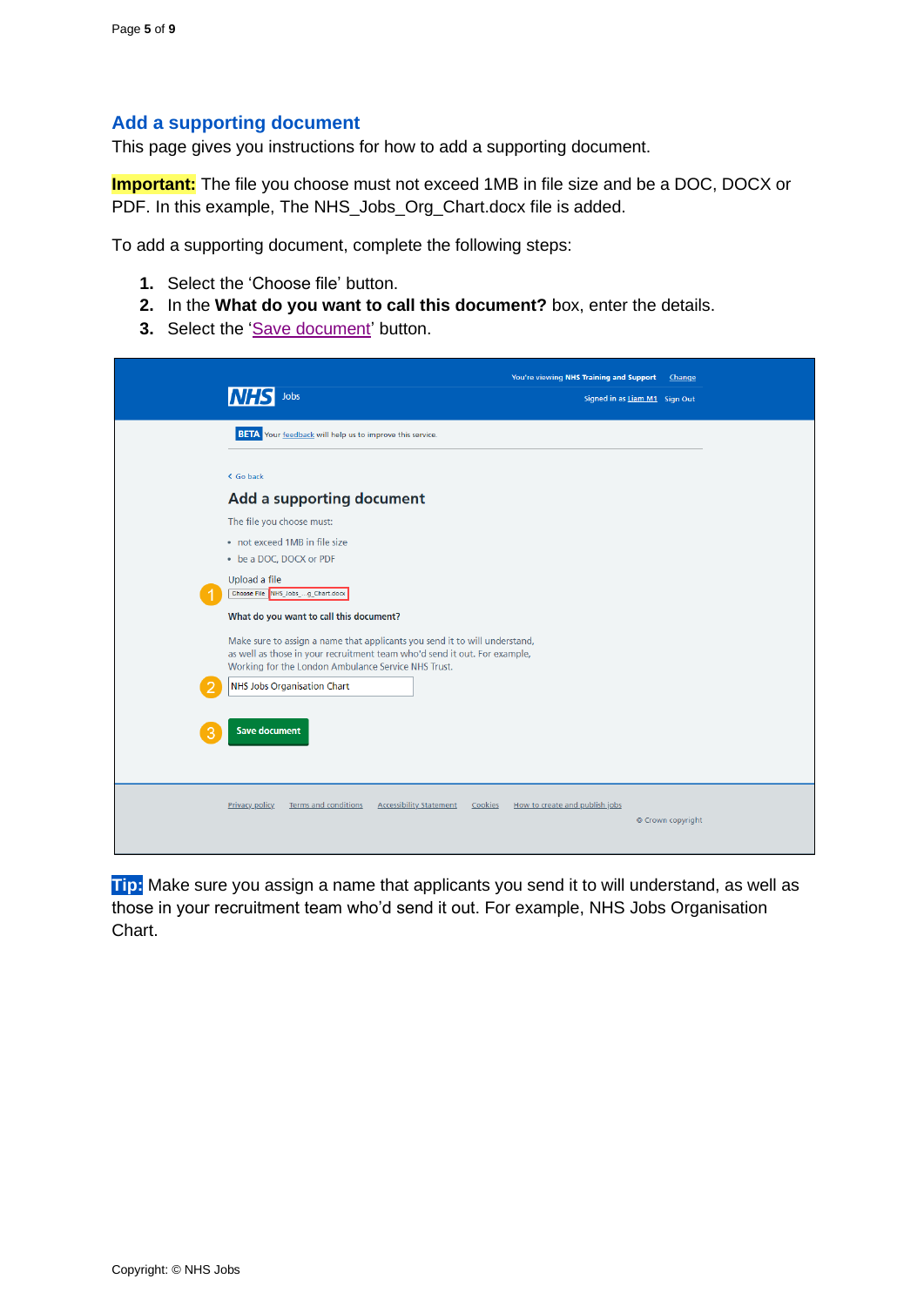## Add a supporting document

This page gives you instructions for how to add a supporting document.

**Important:** The file you choose must not exceed 1MB in file size and be a DOC, DOCX or PDF. In this example, The NHS_Jobs_Org_Chart.docx file is added.

To add a supporting document, complete the following steps:

1. Select the 'Choose file' button.
2. In the **What do you want to call this document?** box, enter the details.
3. Select the 'Save document' button.

**Tip:** Make sure you assign a name that applicants you send it to will understand, as well as those in your recruitment team who'd send it out. For example, NHS Jobs Organisation Chart.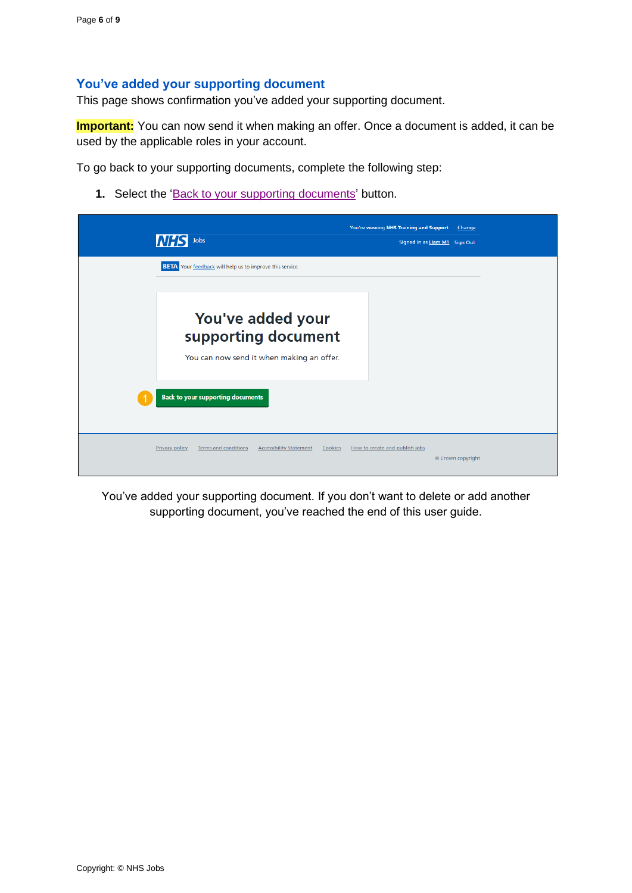## You've added your supporting document

This page shows confirmation you've added your supporting document.

**Important:** You can now send it when making an offer. Once a document is added, it can be used by the applicable roles in your account.

To go back to your supporting documents, complete the following step:

1. Select the 'Back to your supporting documents' button.

You've added your supporting document. If you don't want to delete or add another supporting document, you've reached the end of this user guide.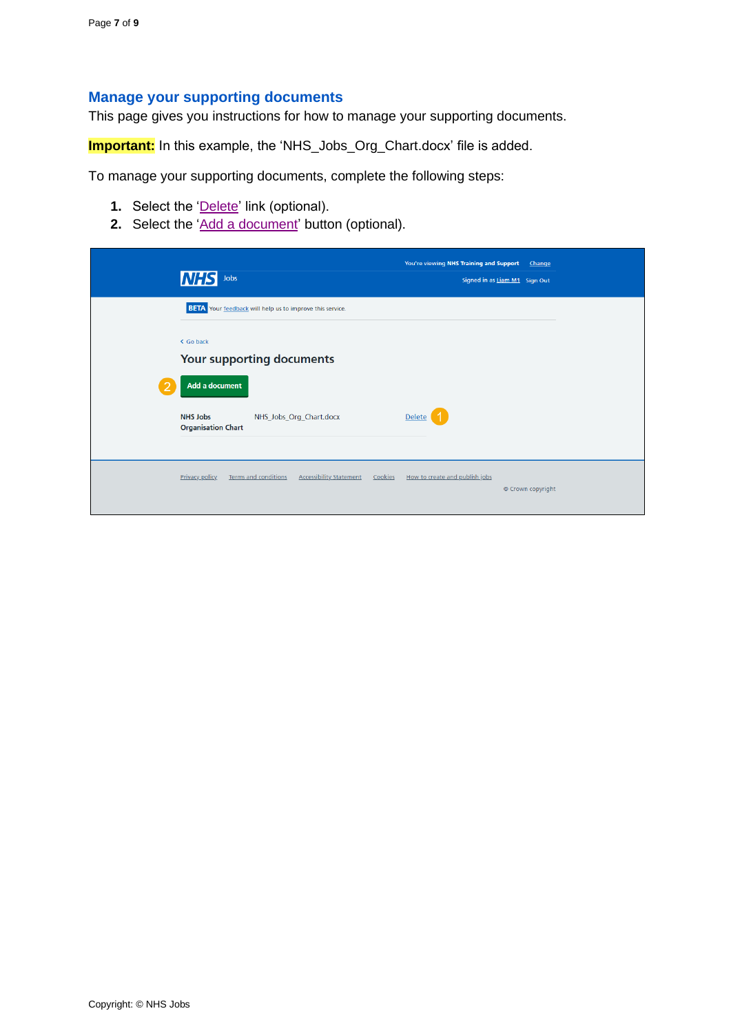## Manage your supporting documents

This page gives you instructions for how to manage your supporting documents.

**Important:** In this example, the 'NHS_Jobs_Org_Chart.docx' file is added.

To manage your supporting documents, complete the following steps:

1. Select the 'Delete' link (optional).
2. Select the 'Add a document' button (optional).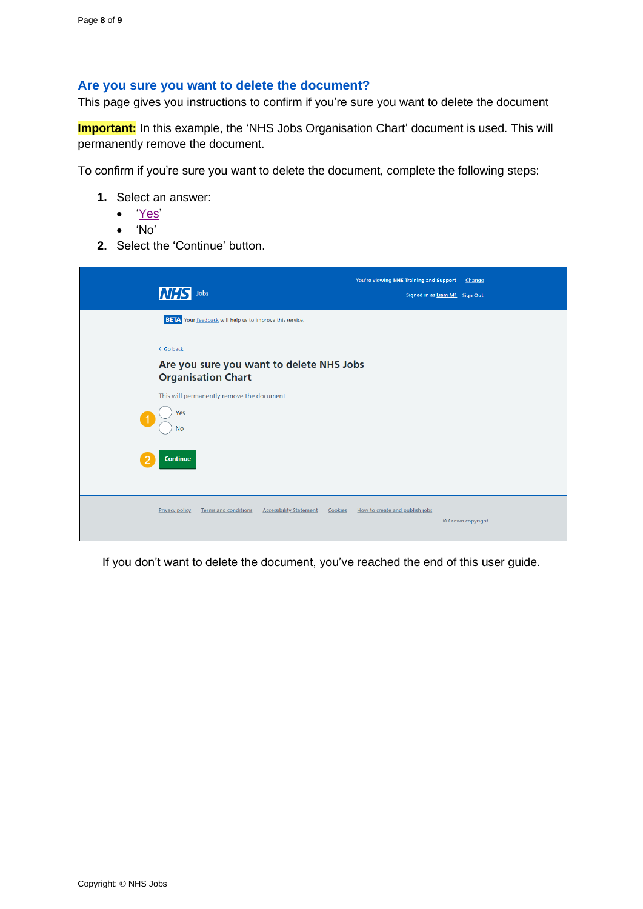## Are you sure you want to delete the document?

This page gives you instructions to confirm if you're sure you want to delete the document

**Important:** In this example, the 'NHS Jobs Organisation Chart' document is used. This will permanently remove the document.

To confirm if you're sure you want to delete the document, complete the following steps:

1. Select an answer:
   - 'Yes'
   - 'No'
2. Select the 'Continue' button.

If you don't want to delete the document, you've reached the end of this user guide.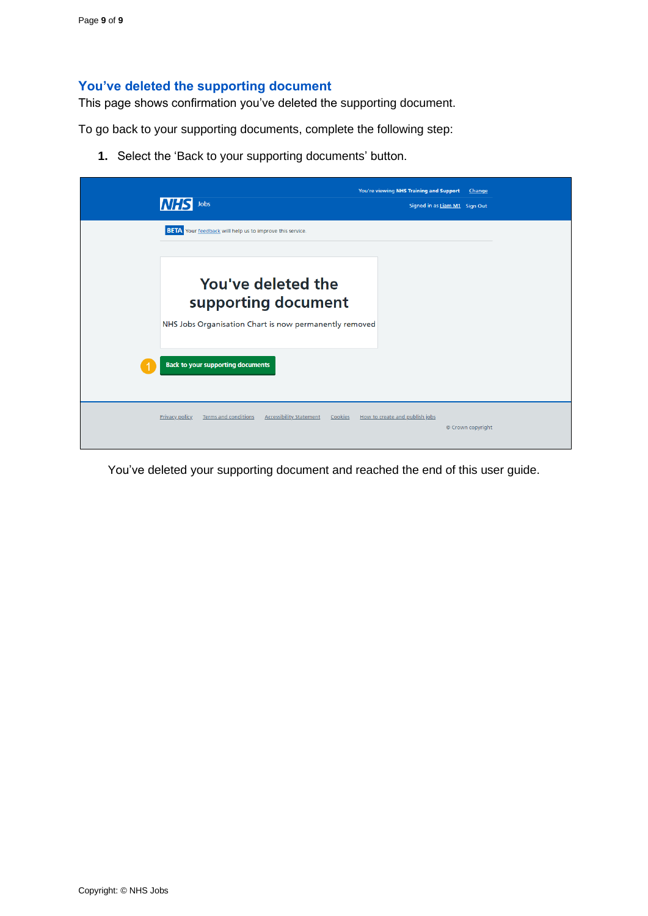## You've deleted the supporting document

This page shows confirmation you've deleted the supporting document.

To go back to your supporting documents, complete the following step:

1. Select the 'Back to your supporting documents' button.

You've viewing NHS Training and Support Change

NHS Jobs

Signed in as Liam M1 Sign Out

BETA Your feedback will help us to improve this service.

You've deleted the supporting document

NHS Jobs Organisation Chart is now permanently removed

1

Back to your supporting documents

Privacy policy Terms and conditions Accessibility Statement Cookies How to create and publish jobs

© Crown copyright

You've deleted your supporting document and reached the end of this user guide.